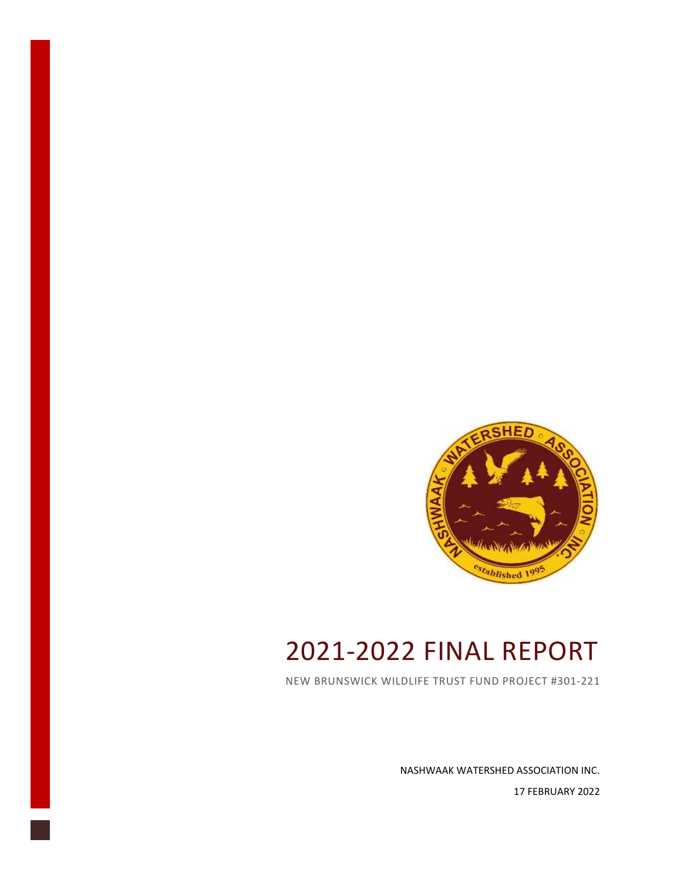# 2021-2022 FINAL REPORT

NEW BRUNSWICK WILDLIFE TRUST FUND PROJECT #301-221

NASHWAAK WATERSHED ASSOCIATION INC.

17 FEBRUARY 2022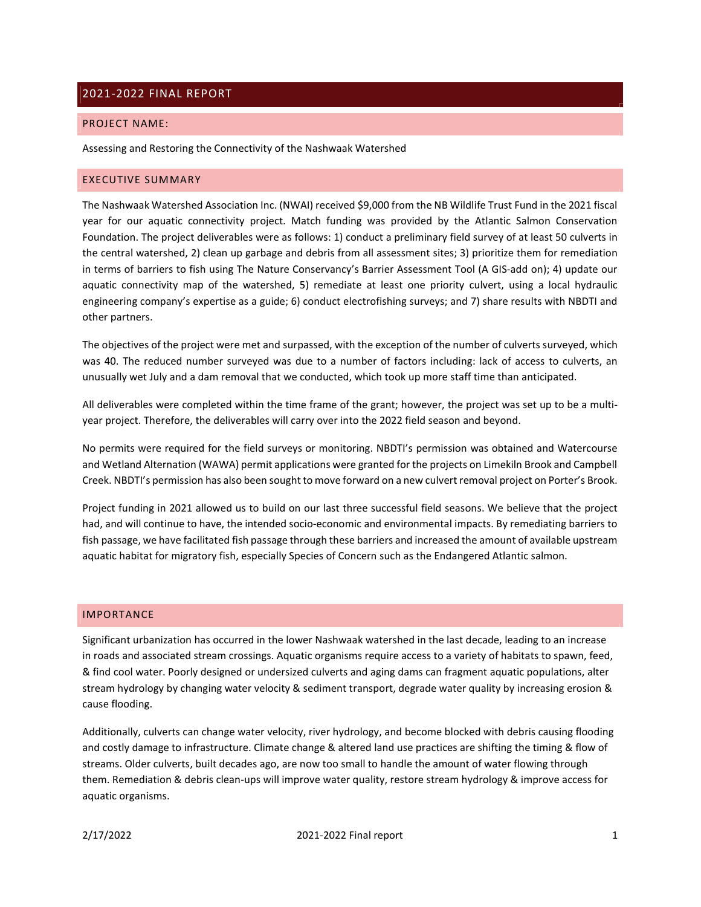## 2021-2022 FINAL REPORT

### PROJECT NAME:

Assessing and Restoring the Connectivity of the Nashwaak Watershed

### EXECUTIVE SUMMARY

The Nashwaak Watershed Association Inc. (NWAI) received $9,000 from the NB Wildlife Trust Fund in the 2021 fiscal year for our aquatic connectivity project. Match funding was provided by the Atlantic Salmon Conservation Foundation. The project deliverables were as follows: 1) conduct a preliminary field survey of at least 50 culverts in the central watershed, 2) clean up garbage and debris from all assessment sites; 3) prioritize them for remediation in terms of barriers to fish using The Nature Conservancy's Barrier Assessment Tool (A GIS-add on); 4) update our aquatic connectivity map of the watershed, 5) remediate at least one priority culvert, using a local hydraulic engineering company's expertise as a guide; 6) conduct electrofishing surveys; and 7) share results with NBDTI and other partners.

The objectives of the project were met and surpassed, with the exception of the number of culverts surveyed, which was 40. The reduced number surveyed was due to a number of factors including: lack of access to culverts, an unusually wet July and a dam removal that we conducted, which took up more staff time than anticipated.

All deliverables were completed within the time frame of the grant; however, the project was set up to be a multi-year project. Therefore, the deliverables will carry over into the 2022 field season and beyond.

No permits were required for the field surveys or monitoring. NBDTI's permission was obtained and Watercourse and Wetland Alternation (WAWA) permit applications were granted for the projects on Limekiln Brook and Campbell Creek. NBDTI's permission has also been sought to move forward on a new culvert removal project on Porter's Brook.

Project funding in 2021 allowed us to build on our last three successful field seasons. We believe that the project had, and will continue to have, the intended socio-economic and environmental impacts. By remediating barriers to fish passage, we have facilitated fish passage through these barriers and increased the amount of available upstream aquatic habitat for migratory fish, especially Species of Concern such as the Endangered Atlantic salmon.

### IMPORTANCE

Significant urbanization has occurred in the lower Nashwaak watershed in the last decade, leading to an increase in roads and associated stream crossings. Aquatic organisms require access to a variety of habitats to spawn, feed, & find cool water. Poorly designed or undersized culverts and aging dams can fragment aquatic populations, alter stream hydrology by changing water velocity & sediment transport, degrade water quality by increasing erosion & cause flooding.

Additionally, culverts can change water velocity, river hydrology, and become blocked with debris causing flooding and costly damage to infrastructure. Climate change & altered land use practices are shifting the timing & flow of streams. Older culverts, built decades ago, are now too small to handle the amount of water flowing through them. Remediation & debris clean-ups will improve water quality, restore stream hydrology & improve access for aquatic organisms.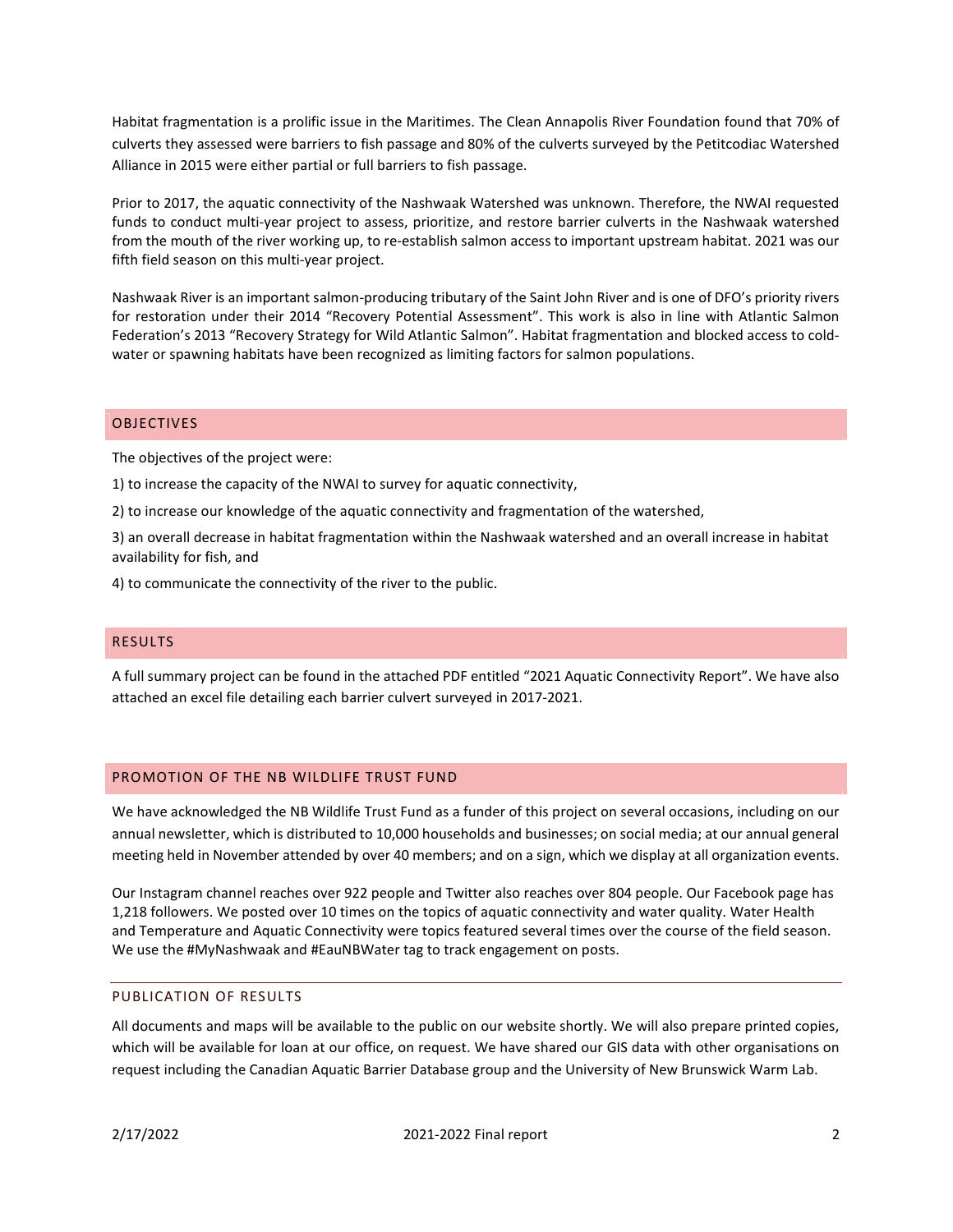Habitat fragmentation is a prolific issue in the Maritimes. The Clean Annapolis River Foundation found that 70% of culverts they assessed were barriers to fish passage and 80% of the culverts surveyed by the Petitcodiac Watershed Alliance in 2015 were either partial or full barriers to fish passage.

Prior to 2017, the aquatic connectivity of the Nashwaak Watershed was unknown. Therefore, the NWAI requested funds to conduct multi-year project to assess, prioritize, and restore barrier culverts in the Nashwaak watershed from the mouth of the river working up, to re-establish salmon access to important upstream habitat. 2021 was our fifth field season on this multi-year project.

Nashwaak River is an important salmon-producing tributary of the Saint John River and is one of DFO's priority rivers for restoration under their 2014 "Recovery Potential Assessment". This work is also in line with Atlantic Salmon Federation's 2013 "Recovery Strategy for Wild Atlantic Salmon". Habitat fragmentation and blocked access to cold-water or spawning habitats have been recognized as limiting factors for salmon populations.

## OBJECTIVES

The objectives of the project were:

1) to increase the capacity of the NWAI to survey for aquatic connectivity,

2) to increase our knowledge of the aquatic connectivity and fragmentation of the watershed,

3) an overall decrease in habitat fragmentation within the Nashwaak watershed and an overall increase in habitat availability for fish, and

4) to communicate the connectivity of the river to the public.

## RESULTS

A full summary project can be found in the attached PDF entitled "2021 Aquatic Connectivity Report". We have also attached an excel file detailing each barrier culvert surveyed in 2017-2021.

## PROMOTION OF THE NB WILDLIFE TRUST FUND

We have acknowledged the NB Wildlife Trust Fund as a funder of this project on several occasions, including on our annual newsletter, which is distributed to 10,000 households and businesses; on social media; at our annual general meeting held in November attended by over 40 members; and on a sign, which we display at all organization events.

Our Instagram channel reaches over 922 people and Twitter also reaches over 804 people. Our Facebook page has 1,218 followers. We posted over 10 times on the topics of aquatic connectivity and water quality. Water Health and Temperature and Aquatic Connectivity were topics featured several times over the course of the field season. We use the #MyNashwaak and #EauNBWater tag to track engagement on posts.

## PUBLICATION OF RESULTS

All documents and maps will be available to the public on our website shortly. We will also prepare printed copies, which will be available for loan at our office, on request. We have shared our GIS data with other organisations on request including the Canadian Aquatic Barrier Database group and the University of New Brunswick Warm Lab.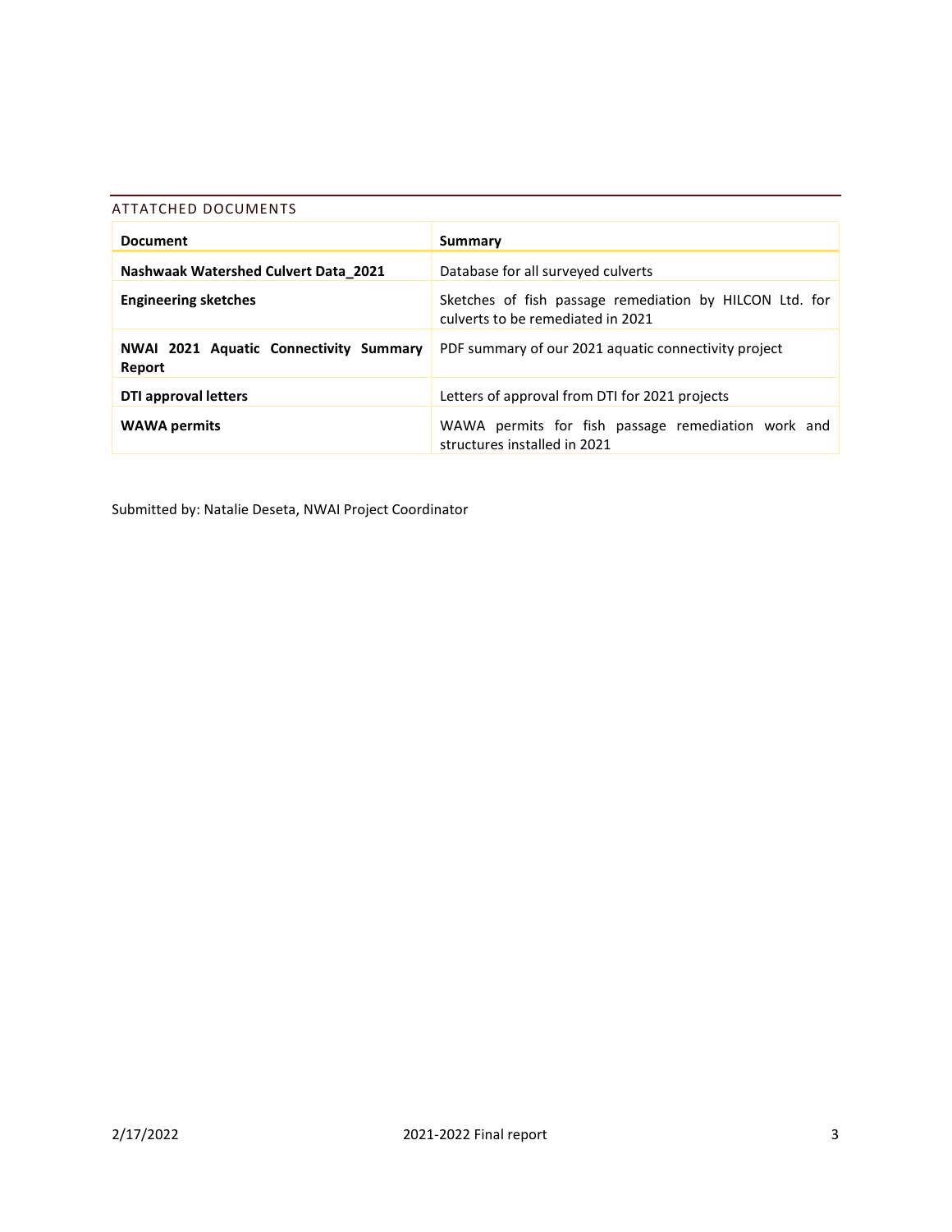## ATTATCHED DOCUMENTS

| Document | Summary |
|---|---|
| **Nashwaak Watershed Culvert Data_2021** | Database for all surveyed culverts |
| **Engineering sketches** | Sketches of fish passage remediation by HILCON Ltd. for culverts to be remediated in 2021 |
| **NWAI 2021 Aquatic Connectivity Summary Report** | PDF summary of our 2021 aquatic connectivity project |
| **DTI approval letters** | Letters of approval from DTI for 2021 projects |
| **WAWA permits** | WAWA permits for fish passage remediation work and structures installed in 2021 |

Submitted by: Natalie Deseta, NWAI Project Coordinator